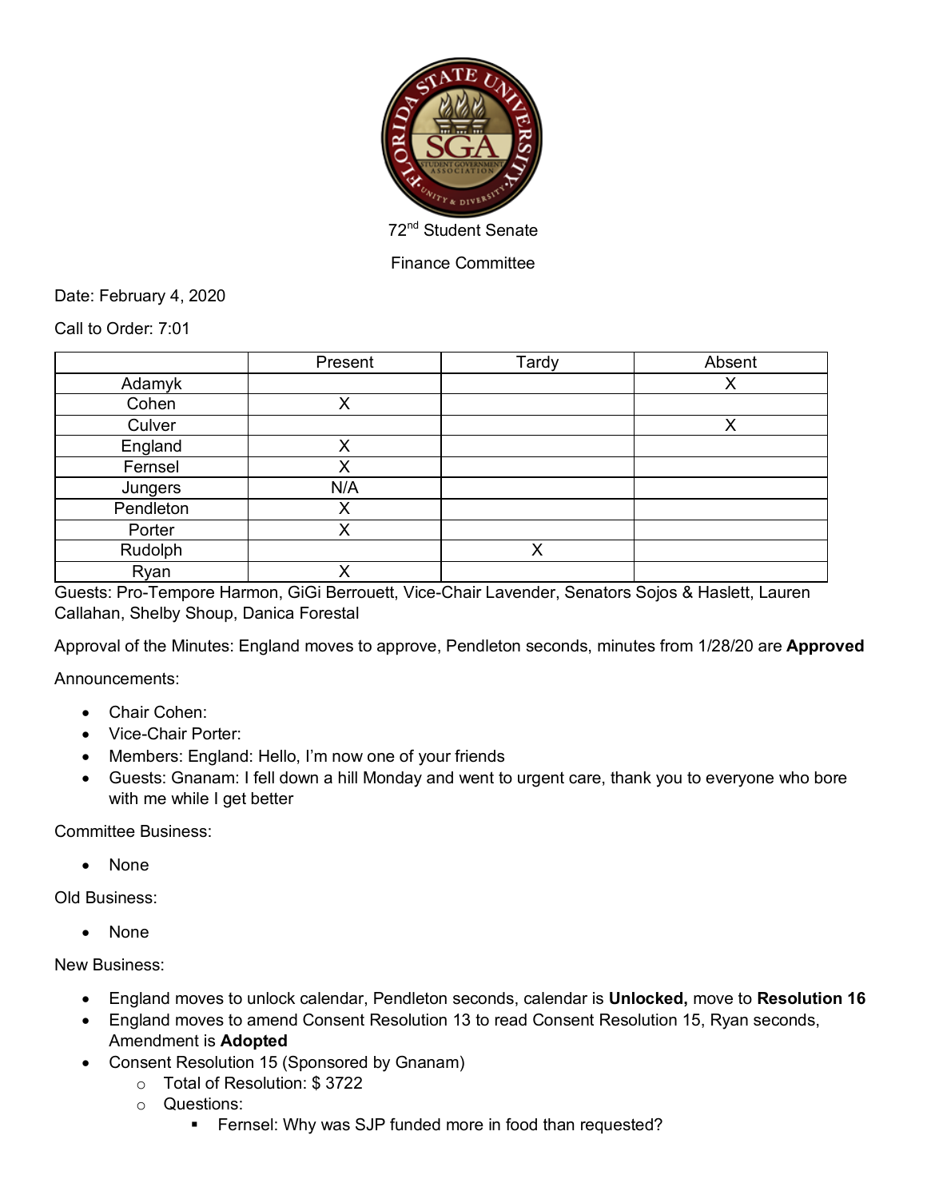72nd Student Senate

Finance Committee

Date: February 4, 2020

Call to Order: 7:01

| | Present | Tardy | Absent |
|---|---|---|---|
| Adamyk | | | X |
| Cohen | X | | |
| Culver | | | X |
| England | X | | |
| Fernsel | X | | |
| Jungers | N/A | | |
| Pendleton | X | | |
| Porter | X | | |
| Rudolph | | X | |
| Ryan | X | | |

Guests: Pro-Tempore Harmon, GiGi Berrouett, Vice-Chair Lavender, Senators Sojos & Haslett, Lauren Callahan, Shelby Shoup, Danica Forestal

Approval of the Minutes: England moves to approve, Pendleton seconds, minutes from 1/28/20 are **Approved**

Announcements:

- Chair Cohen:
- Vice-Chair Porter:
- Members: England: Hello, I'm now one of your friends
- Guests: Gnanam: I fell down a hill Monday and went to urgent care, thank you to everyone who bore with me while I get better

Committee Business:

- None

Old Business:

- None

New Business:

- England moves to unlock calendar, Pendleton seconds, calendar is **Unlocked,** move to **Resolution 16**
- England moves to amend Consent Resolution 13 to read Consent Resolution 15, Ryan seconds, Amendment is **Adopted**
- Consent Resolution 15 (Sponsored by Gnanam)
  - Total of Resolution: $ 3722
  - Questions:
    - Fernsel: Why was SJP funded more in food than requested?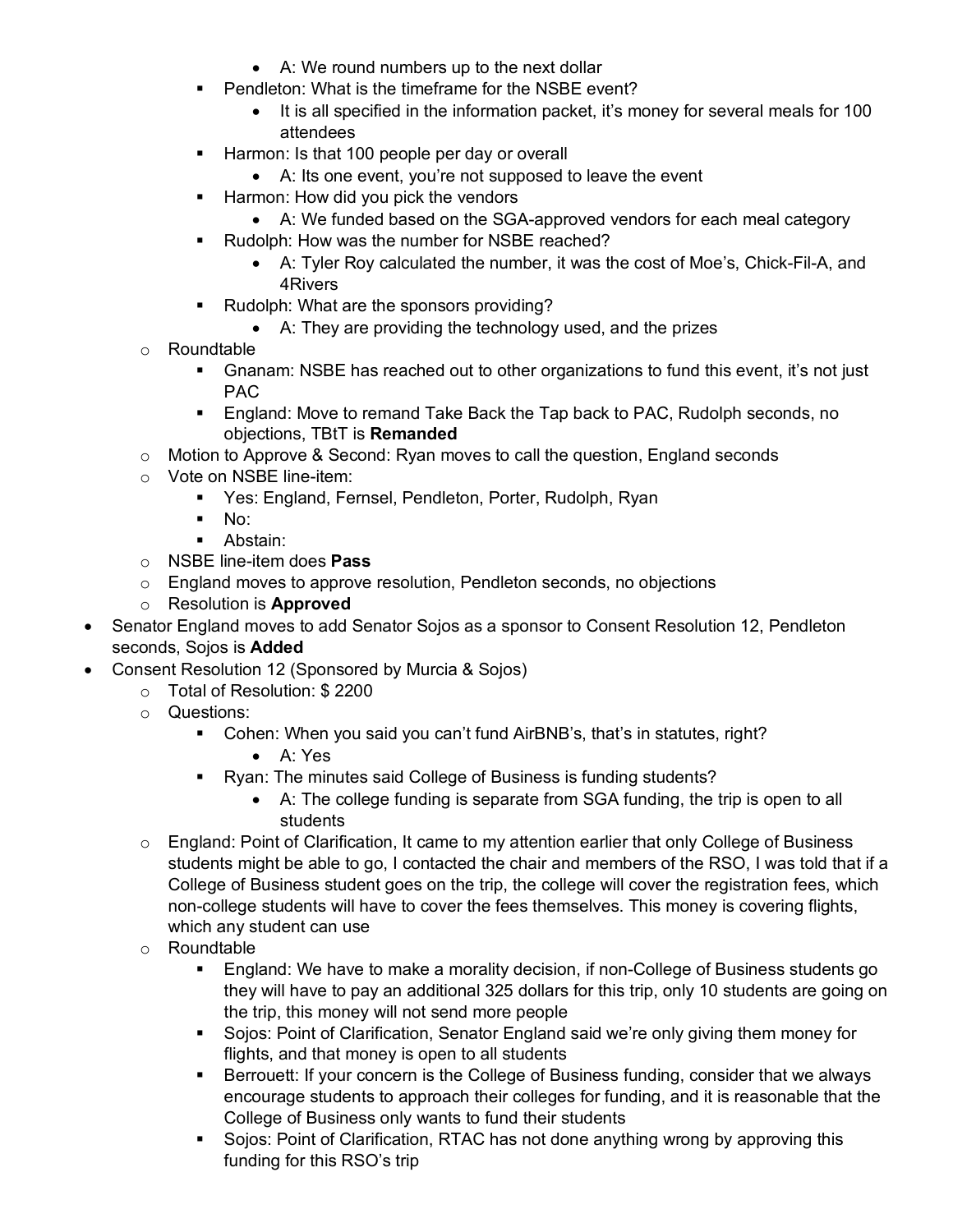- A: We round numbers up to the next dollar
      - Pendleton: What is the timeframe for the NSBE event?
        - It is all specified in the information packet, it's money for several meals for 100 attendees
      - Harmon: Is that 100 people per day or overall
        - A: Its one event, you're not supposed to leave the event
      - Harmon: How did you pick the vendors
        - A: We funded based on the SGA-approved vendors for each meal category
      - Rudolph: How was the number for NSBE reached?
        - A: Tyler Roy calculated the number, it was the cost of Moe's, Chick-Fil-A, and 4Rivers
      - Rudolph: What are the sponsors providing?
        - A: They are providing the technology used, and the prizes
    - Roundtable
      - Gnanam: NSBE has reached out to other organizations to fund this event, it's not just PAC
      - England: Move to remand Take Back the Tap back to PAC, Rudolph seconds, no objections, TBtT is **Remanded**
    - Motion to Approve & Second: Ryan moves to call the question, England seconds
    - Vote on NSBE line-item:
      - Yes: England, Fernsel, Pendleton, Porter, Rudolph, Ryan
      - No:
      - Abstain:
    - NSBE line-item does **Pass**
    - England moves to approve resolution, Pendleton seconds, no objections
    - Resolution is **Approved**
- Senator England moves to add Senator Sojos as a sponsor to Consent Resolution 12, Pendleton seconds, Sojos is **Added**
- Consent Resolution 12 (Sponsored by Murcia & Sojos)
  - Total of Resolution: $ 2200
  - Questions:
    - Cohen: When you said you can't fund AirBNB's, that's in statutes, right?
      - A: Yes
    - Ryan: The minutes said College of Business is funding students?
      - A: The college funding is separate from SGA funding, the trip is open to all students
  - England: Point of Clarification, It came to my attention earlier that only College of Business students might be able to go, I contacted the chair and members of the RSO, I was told that if a College of Business student goes on the trip, the college will cover the registration fees, which non-college students will have to cover the fees themselves. This money is covering flights, which any student can use
  - Roundtable
    - England: We have to make a morality decision, if non-College of Business students go they will have to pay an additional 325 dollars for this trip, only 10 students are going on the trip, this money will not send more people
    - Sojos: Point of Clarification, Senator England said we're only giving them money for flights, and that money is open to all students
    - Berrouett: If your concern is the College of Business funding, consider that we always encourage students to approach their colleges for funding, and it is reasonable that the College of Business only wants to fund their students
    - Sojos: Point of Clarification, RTAC has not done anything wrong by approving this funding for this RSO's trip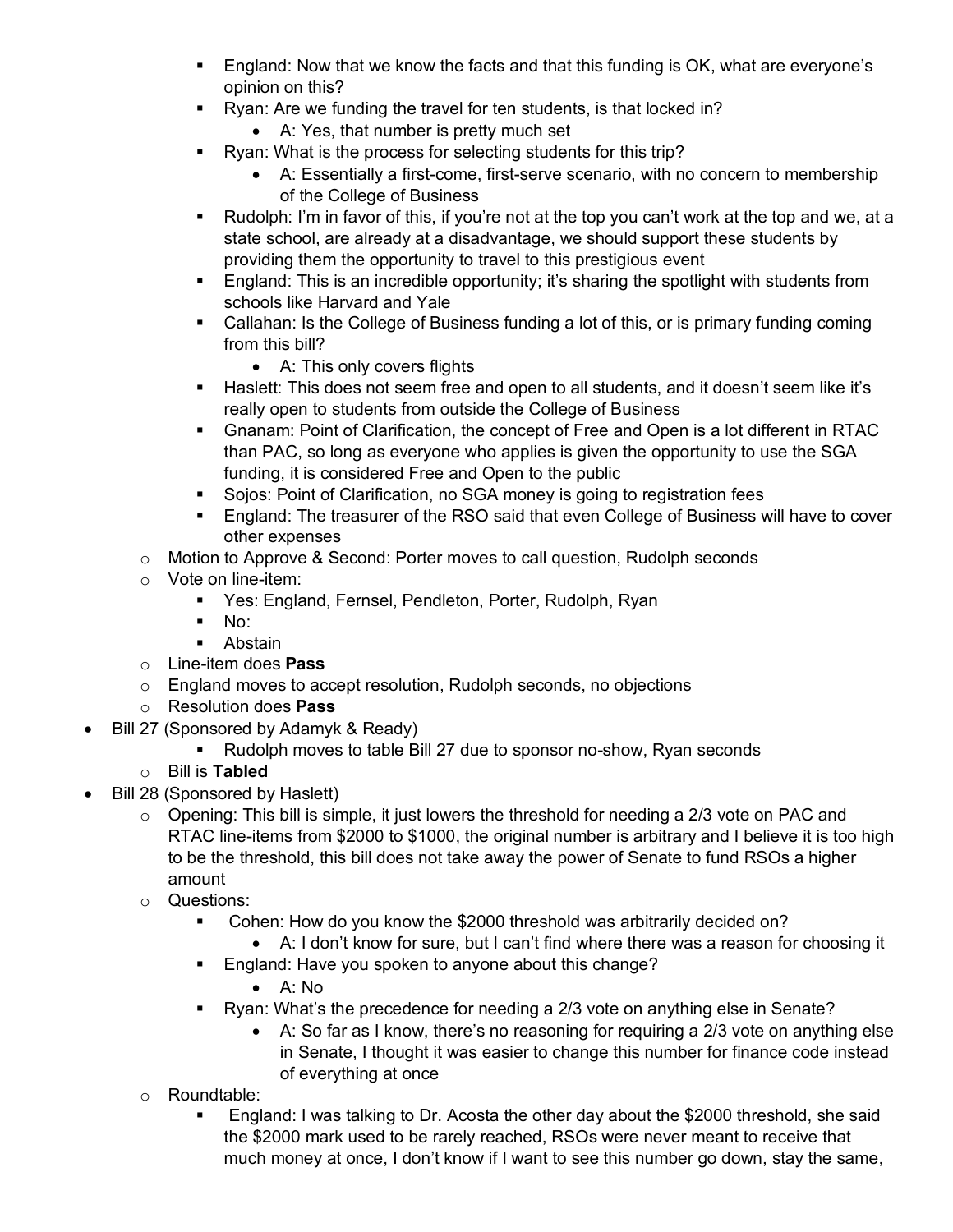- England: Now that we know the facts and that this funding is OK, what are everyone's opinion on this?
        - Ryan: Are we funding the travel for ten students, is that locked in?
            - A: Yes, that number is pretty much set
        - Ryan: What is the process for selecting students for this trip?
            - A: Essentially a first-come, first-serve scenario, with no concern to membership of the College of Business
        - Rudolph: I'm in favor of this, if you're not at the top you can't work at the top and we, at a state school, are already at a disadvantage, we should support these students by providing them the opportunity to travel to this prestigious event
        - England: This is an incredible opportunity; it's sharing the spotlight with students from schools like Harvard and Yale
        - Callahan: Is the College of Business funding a lot of this, or is primary funding coming from this bill?
            - A: This only covers flights
        - Haslett: This does not seem free and open to all students, and it doesn't seem like it's really open to students from outside the College of Business
        - Gnanam: Point of Clarification, the concept of Free and Open is a lot different in RTAC than PAC, so long as everyone who applies is given the opportunity to use the SGA funding, it is considered Free and Open to the public
        - Sojos: Point of Clarification, no SGA money is going to registration fees
        - England: The treasurer of the RSO said that even College of Business will have to cover other expenses
    - Motion to Approve & Second: Porter moves to call question, Rudolph seconds
    - Vote on line-item:
        - Yes: England, Fernsel, Pendleton, Porter, Rudolph, Ryan
        - No:
        - Abstain
    - Line-item does **Pass**
    - England moves to accept resolution, Rudolph seconds, no objections
    - Resolution does **Pass**
- Bill 27 (Sponsored by Adamyk & Ready)
        - Rudolph moves to table Bill 27 due to sponsor no-show, Ryan seconds
    - Bill is **Tabled**
- Bill 28 (Sponsored by Haslett)
    - Opening: This bill is simple, it just lowers the threshold for needing a 2/3 vote on PAC and RTAC line-items from $2000 to $1000, the original number is arbitrary and I believe it is too high to be the threshold, this bill does not take away the power of Senate to fund RSOs a higher amount
    - Questions:
        - Cohen: How do you know the $2000 threshold was arbitrarily decided on?
            - A: I don't know for sure, but I can't find where there was a reason for choosing it
        - England: Have you spoken to anyone about this change?
            - A: No
        - Ryan: What's the precedence for needing a 2/3 vote on anything else in Senate?
            - A: So far as I know, there's no reasoning for requiring a 2/3 vote on anything else in Senate, I thought it was easier to change this number for finance code instead of everything at once
    - Roundtable:
        - England: I was talking to Dr. Acosta the other day about the $2000 threshold, she said the $2000 mark used to be rarely reached, RSOs were never meant to receive that much money at once, I don't know if I want to see this number go down, stay the same,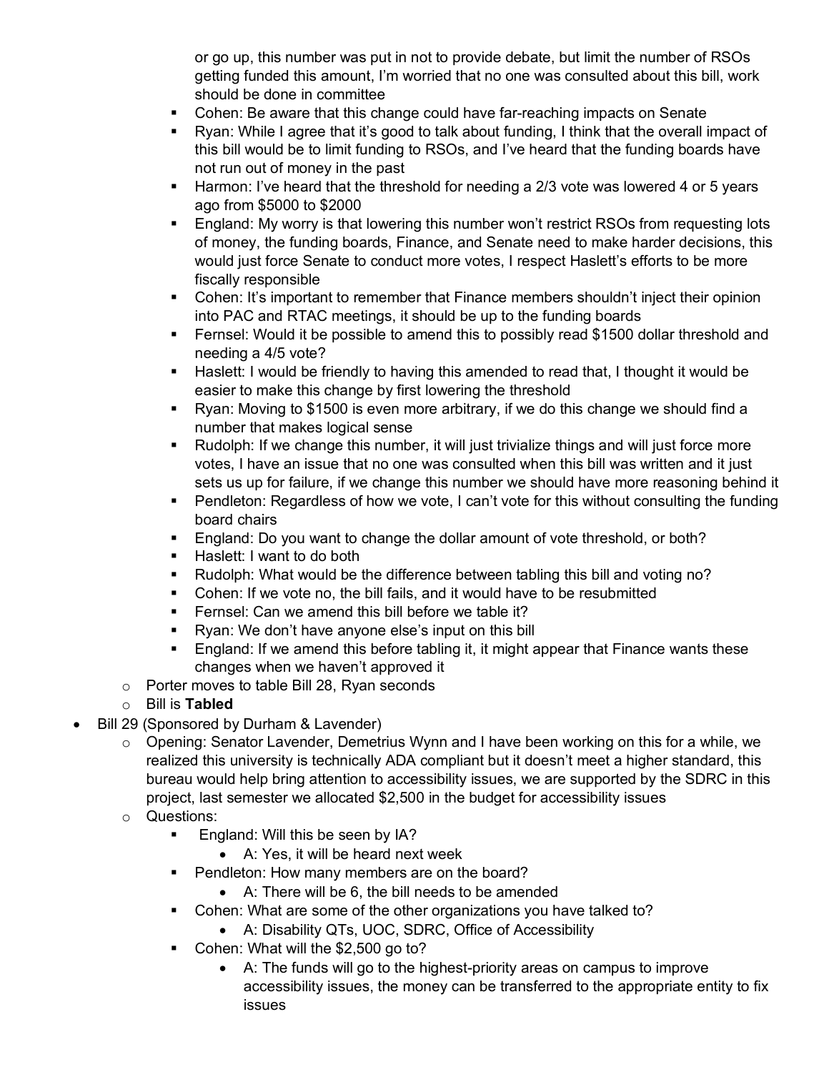- or go up, this number was put in not to provide debate, but limit the number of RSOs getting funded this amount, I'm worried that no one was consulted about this bill, work should be done in committee
    - Cohen: Be aware that this change could have far-reaching impacts on Senate
    - Ryan: While I agree that it's good to talk about funding, I think that the overall impact of this bill would be to limit funding to RSOs, and I've heard that the funding boards have not run out of money in the past
    - Harmon: I've heard that the threshold for needing a 2/3 vote was lowered 4 or 5 years ago from $5000 to $2000
    - England: My worry is that lowering this number won't restrict RSOs from requesting lots of money, the funding boards, Finance, and Senate need to make harder decisions, this would just force Senate to conduct more votes, I respect Haslett's efforts to be more fiscally responsible
    - Cohen: It's important to remember that Finance members shouldn't inject their opinion into PAC and RTAC meetings, it should be up to the funding boards
    - Fernsel: Would it be possible to amend this to possibly read $1500 dollar threshold and needing a 4/5 vote?
    - Haslett: I would be friendly to having this amended to read that, I thought it would be easier to make this change by first lowering the threshold
    - Ryan: Moving to $1500 is even more arbitrary, if we do this change we should find a number that makes logical sense
    - Rudolph: If we change this number, it will just trivialize things and will just force more votes, I have an issue that no one was consulted when this bill was written and it just sets us up for failure, if we change this number we should have more reasoning behind it
    - Pendleton: Regardless of how we vote, I can't vote for this without consulting the funding board chairs
    - England: Do you want to change the dollar amount of vote threshold, or both?
    - Haslett: I want to do both
    - Rudolph: What would be the difference between tabling this bill and voting no?
    - Cohen: If we vote no, the bill fails, and it would have to be resubmitted
    - Fernsel: Can we amend this bill before we table it?
    - Ryan: We don't have anyone else's input on this bill
    - England: If we amend this before tabling it, it might appear that Finance wants these changes when we haven't approved it
  - Porter moves to table Bill 28, Ryan seconds
  - Bill is **Tabled**
- Bill 29 (Sponsored by Durham & Lavender)
  - Opening: Senator Lavender, Demetrius Wynn and I have been working on this for a while, we realized this university is technically ADA compliant but it doesn't meet a higher standard, this bureau would help bring attention to accessibility issues, we are supported by the SDRC in this project, last semester we allocated $2,500 in the budget for accessibility issues
  - Questions:
    - England: Will this be seen by IA?
      - A: Yes, it will be heard next week
    - Pendleton: How many members are on the board?
      - A: There will be 6, the bill needs to be amended
    - Cohen: What are some of the other organizations you have talked to?
      - A: Disability QTs, UOC, SDRC, Office of Accessibility
    - Cohen: What will the $2,500 go to?
      - A: The funds will go to the highest-priority areas on campus to improve accessibility issues, the money can be transferred to the appropriate entity to fix issues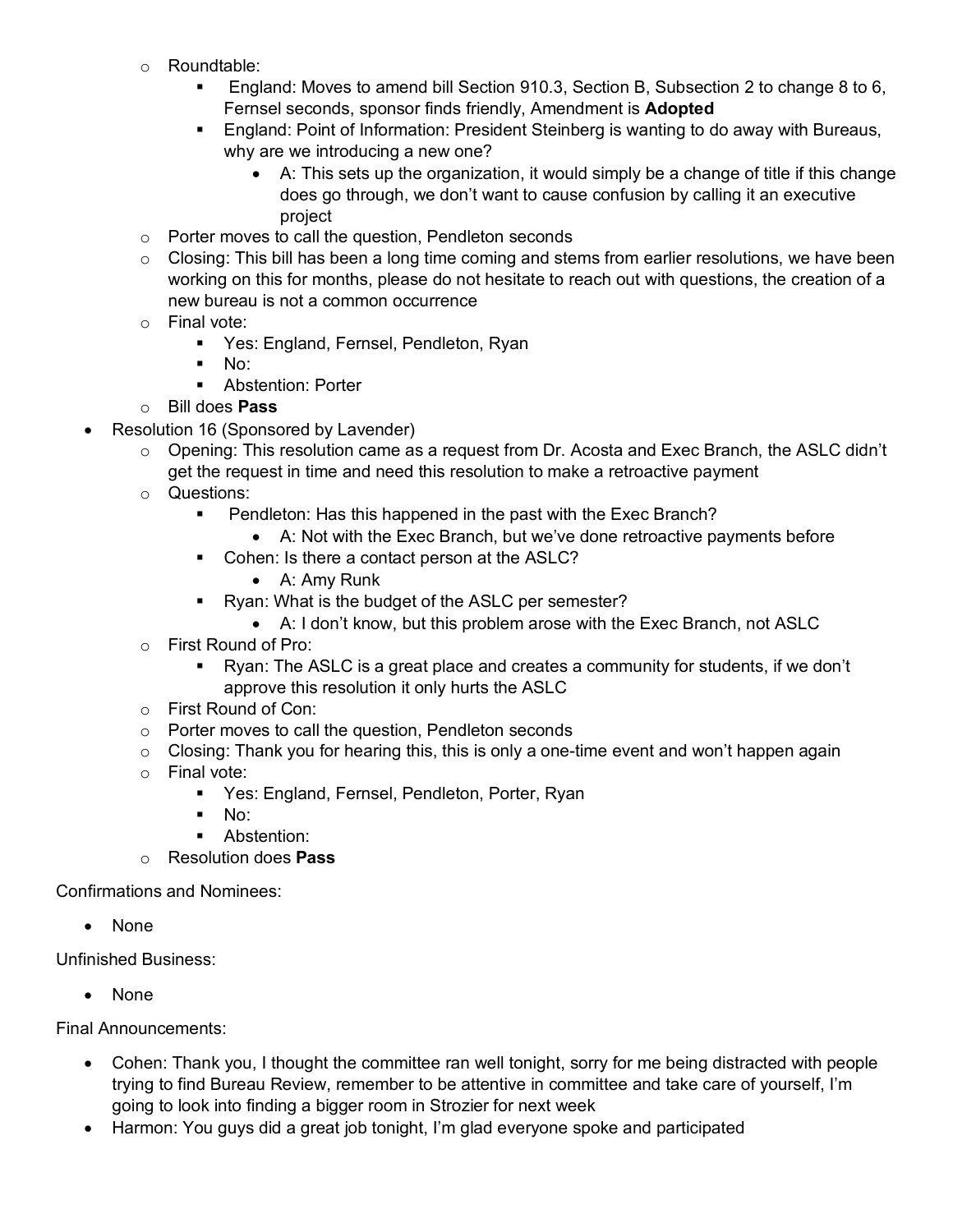- Roundtable:
  - England: Moves to amend bill Section 910.3, Section B, Subsection 2 to change 8 to 6, Fernsel seconds, sponsor finds friendly, Amendment is **Adopted**
  - England: Point of Information: President Steinberg is wanting to do away with Bureaus, why are we introducing a new one?
    - A: This sets up the organization, it would simply be a change of title if this change does go through, we don't want to cause confusion by calling it an executive project
- Porter moves to call the question, Pendleton seconds
- Closing: This bill has been a long time coming and stems from earlier resolutions, we have been working on this for months, please do not hesitate to reach out with questions, the creation of a new bureau is not a common occurrence
- Final vote:
  - Yes: England, Fernsel, Pendleton, Ryan
  - No:
  - Abstention: Porter
- Bill does **Pass**

- Resolution 16 (Sponsored by Lavender)
  - Opening: This resolution came as a request from Dr. Acosta and Exec Branch, the ASLC didn't get the request in time and need this resolution to make a retroactive payment
  - Questions:
    - Pendleton: Has this happened in the past with the Exec Branch?
      - A: Not with the Exec Branch, but we've done retroactive payments before
    - Cohen: Is there a contact person at the ASLC?
      - A: Amy Runk
    - Ryan: What is the budget of the ASLC per semester?
      - A: I don't know, but this problem arose with the Exec Branch, not ASLC
  - First Round of Pro:
    - Ryan: The ASLC is a great place and creates a community for students, if we don't approve this resolution it only hurts the ASLC
  - First Round of Con:
  - Porter moves to call the question, Pendleton seconds
  - Closing: Thank you for hearing this, this is only a one-time event and won't happen again
  - Final vote:
    - Yes: England, Fernsel, Pendleton, Porter, Ryan
    - No:
    - Abstention:
  - Resolution does **Pass**

Confirmations and Nominees:

- None

Unfinished Business:

- None

Final Announcements:

- Cohen: Thank you, I thought the committee ran well tonight, sorry for me being distracted with people trying to find Bureau Review, remember to be attentive in committee and take care of yourself, I'm going to look into finding a bigger room in Strozier for next week
- Harmon: You guys did a great job tonight, I'm glad everyone spoke and participated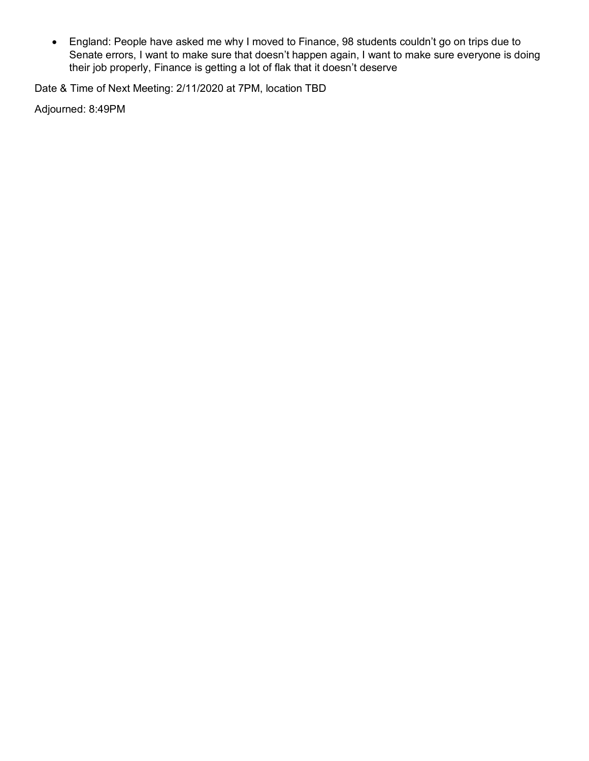- England: People have asked me why I moved to Finance, 98 students couldn't go on trips due to Senate errors, I want to make sure that doesn't happen again, I want to make sure everyone is doing their job properly, Finance is getting a lot of flak that it doesn't deserve

Date & Time of Next Meeting: 2/11/2020 at 7PM, location TBD

Adjourned: 8:49PM